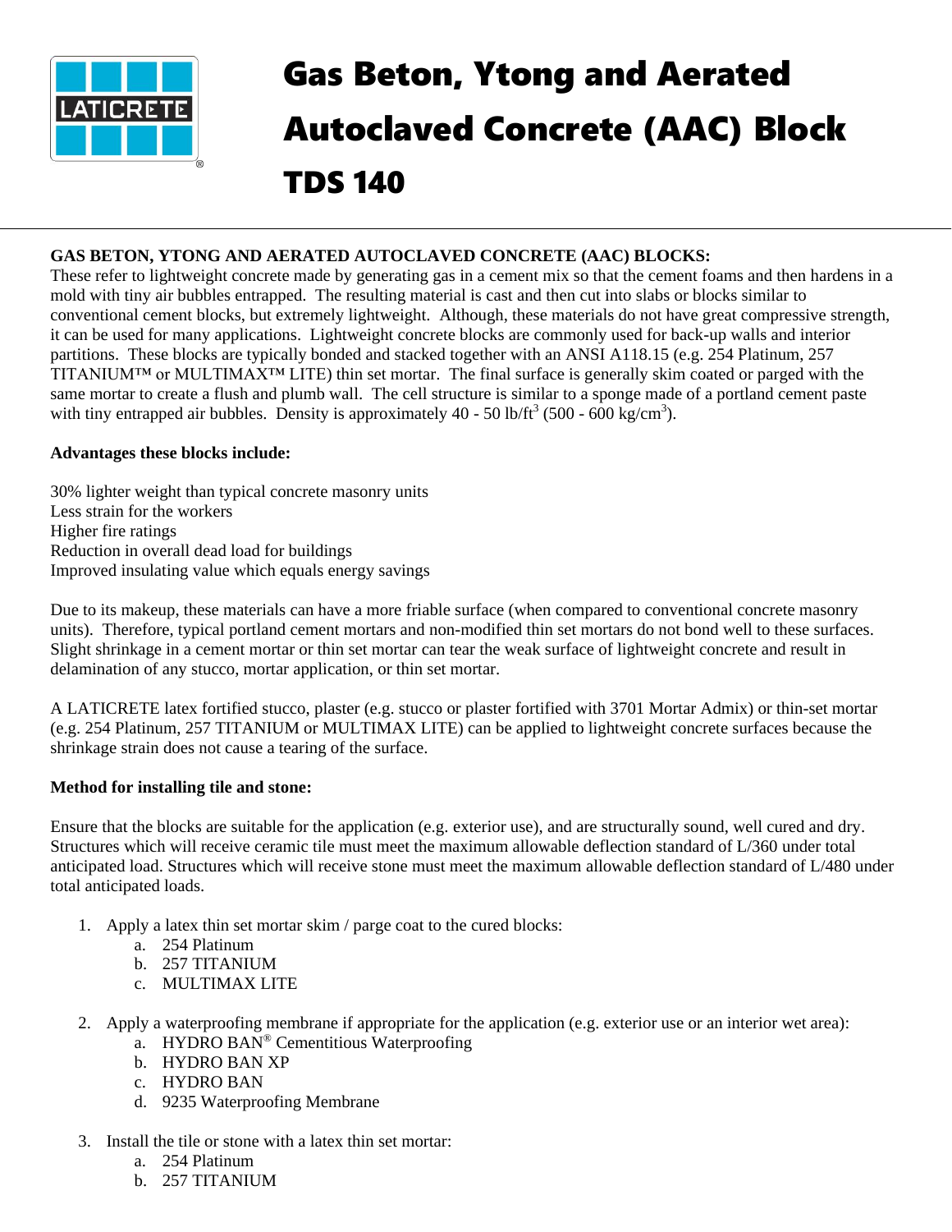# Gas Beton, Ytong and Aerated Autoclaved Concrete (AAC) Block

# TDS 140

**GAS BETON, YTONG AND AERATED AUTOCLAVED CONCRETE (AAC) BLOCKS:**

These refer to lightweight concrete made by generating gas in a cement mix so that the cement foams and then hardens in a mold with tiny air bubbles entrapped. The resulting material is cast and then cut into slabs or blocks similar to conventional cement blocks, but extremely lightweight. Although, these materials do not have great compressive strength, it can be used for many applications. Lightweight concrete blocks are commonly used for back-up walls and interior partitions. These blocks are typically bonded and stacked together with an ANSI A118.15 (e.g. 254 Platinum, 257 TITANIUM™ or MULTIMAX™ LITE) thin set mortar. The final surface is generally skim coated or parged with the same mortar to create a flush and plumb wall. The cell structure is similar to a sponge made of a portland cement paste with tiny entrapped air bubbles. Density is approximately 40 - 50 lb/ft$^3$ (500 - 600 kg/cm$^3$).

**Advantages these blocks include:**

30% lighter weight than typical concrete masonry units
Less strain for the workers
Higher fire ratings
Reduction in overall dead load for buildings
Improved insulating value which equals energy savings

Due to its makeup, these materials can have a more friable surface (when compared to conventional concrete masonry units). Therefore, typical portland cement mortars and non-modified thin set mortars do not bond well to these surfaces. Slight shrinkage in a cement mortar or thin set mortar can tear the weak surface of lightweight concrete and result in delamination of any stucco, mortar application, or thin set mortar.

A LATICRETE latex fortified stucco, plaster (e.g. stucco or plaster fortified with 3701 Mortar Admix) or thin-set mortar (e.g. 254 Platinum, 257 TITANIUM or MULTIMAX LITE) can be applied to lightweight concrete surfaces because the shrinkage strain does not cause a tearing of the surface.

**Method for installing tile and stone:**

Ensure that the blocks are suitable for the application (e.g. exterior use), and are structurally sound, well cured and dry. Structures which will receive ceramic tile must meet the maximum allowable deflection standard of L/360 under total anticipated load. Structures which will receive stone must meet the maximum allowable deflection standard of L/480 under total anticipated loads.

1. Apply a latex thin set mortar skim / parge coat to the cured blocks:
   a. 254 Platinum
   b. 257 TITANIUM
   c. MULTIMAX LITE

2. Apply a waterproofing membrane if appropriate for the application (e.g. exterior use or an interior wet area):
   a. HYDRO BAN® Cementitious Waterproofing
   b. HYDRO BAN XP
   c. HYDRO BAN
   d. 9235 Waterproofing Membrane

3. Install the tile or stone with a latex thin set mortar:
   a. 254 Platinum
   b. 257 TITANIUM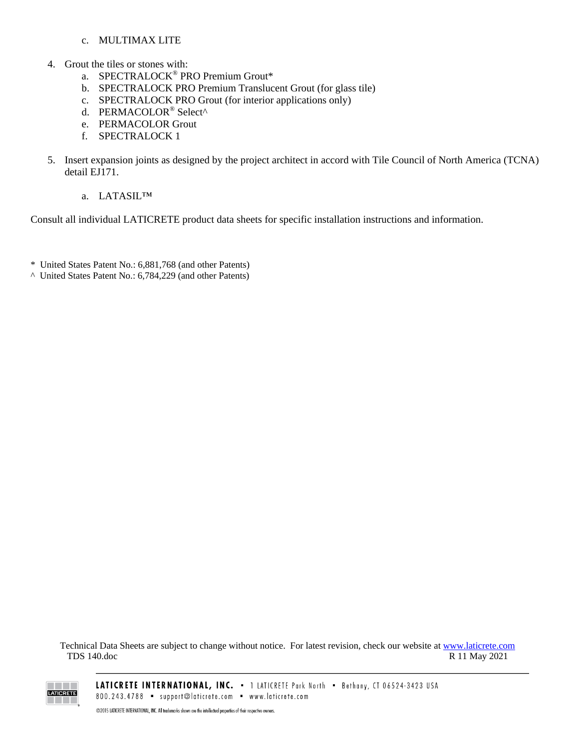c. MULTIMAX LITE

4. Grout the tiles or stones with:
   a. SPECTRALOCK® PRO Premium Grout*
   b. SPECTRALOCK PRO Premium Translucent Grout (for glass tile)
   c. SPECTRALOCK PRO Grout (for interior applications only)
   d. PERMACOLOR® Select^
   e. PERMACOLOR Grout
   f. SPECTRALOCK 1

5. Insert expansion joints as designed by the project architect in accord with Tile Council of North America (TCNA) detail EJ171.

   a. LATASIL™

Consult all individual LATICRETE product data sheets for specific installation instructions and information.

* United States Patent No.: 6,881,768 (and other Patents)
^ United States Patent No.: 6,784,229 (and other Patents)

Technical Data Sheets are subject to change without notice. For latest revision, check our website at www.laticrete.com
TDS 140.doc R 11 May 2021

**LATICRETE INTERNATIONAL, INC.** ▪ 1 LATICRETE Park North ▪ Bethany, CT 06524-3423 USA
800.243.4788 ▪ support@laticrete.com ▪ www.laticrete.com

©2015 LATICRETE INTERNATIONAL, INC. All trademarks shown are the intellectual properties of their respective owners.